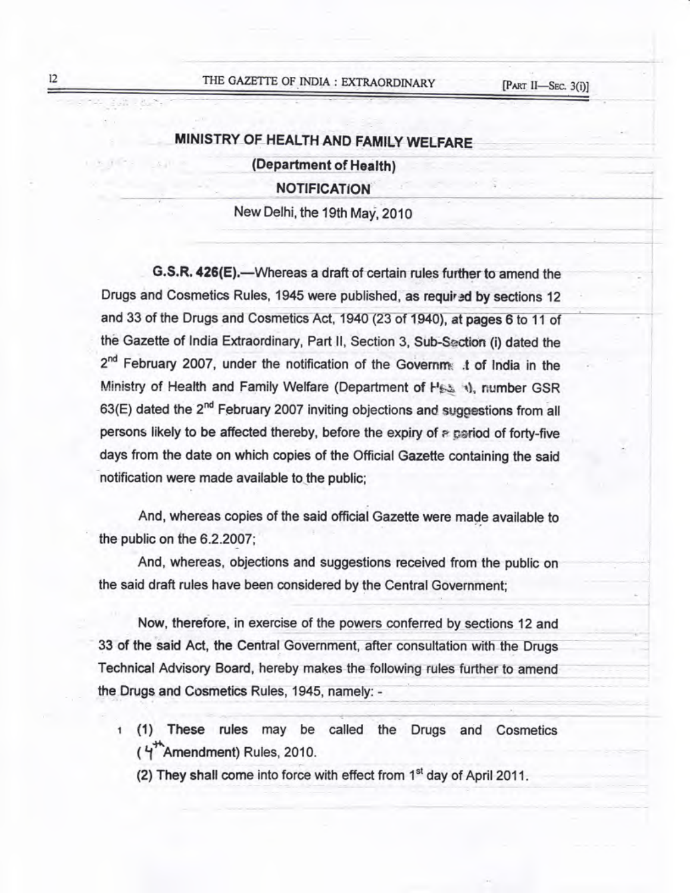## MINISTRY OF HEALTH AND FAMILY WELFARE

### (Department of Health)

### NOTIFICATION

New Delhi, the 19th May, 2010

**G.S.R. 426(E).**—Whereas a draft of certain rules further to amend the Drugs and Cosmetics Rules, 1945 were published, as required by sections 12 and 33 of the Drugs and Cosmetics Act, 1940 (23 of 1940), at pages 6 to 11 of the Gazette of India Extraordinary, Part II, Section 3, Sub-Section (i) dated the 2nd February 2007, under the notification of the Government of India in the Ministry of Health and Family Welfare (Department of Health), number GSR 63(E) dated the 2nd February 2007 inviting objections and suggestions from all persons likely to be affected thereby, before the expiry of a period of forty-five days from the date on which copies of the Official Gazette containing the said notification were made available to the public;

And, whereas copies of the said official Gazette were made available to the public on the 6.2.2007;

And, whereas, objections and suggestions received from the public on the said draft rules have been considered by the Central Government;

Now, therefore, in exercise of the powers conferred by sections 12 and 33 of the said Act, the Central Government, after consultation with the Drugs Technical Advisory Board, hereby makes the following rules further to amend the Drugs and Cosmetics Rules, 1945, namely: -

1 (1) These rules may be called the Drugs and Cosmetics (4th Amendment) Rules, 2010.

(2) They shall come into force with effect from 1st day of April 2011.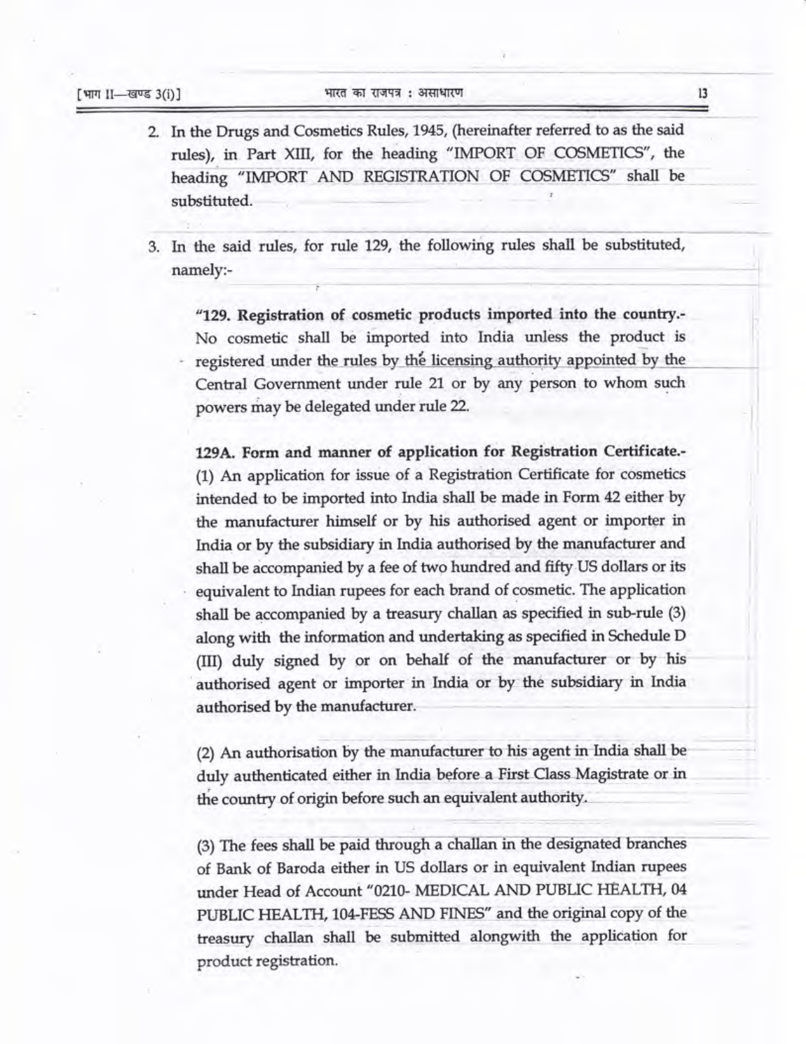2. In the Drugs and Cosmetics Rules, 1945, (hereinafter referred to as the said rules), in Part XIII, for the heading "IMPORT OF COSMETICS", the heading "IMPORT AND REGISTRATION OF COSMETICS" shall be substituted.

3. In the said rules, for rule 129, the following rules shall be substituted, namely:-

"**129. Registration of cosmetic products imported into the country.-** No cosmetic shall be imported into India unless the product is registered under the rules by the licensing authority appointed by the Central Government under rule 21 or by any person to whom such powers may be delegated under rule 22.

**129A. Form and manner of application for Registration Certificate.-** (1) An application for issue of a Registration Certificate for cosmetics intended to be imported into India shall be made in Form 42 either by the manufacturer himself or by his authorised agent or importer in India or by the subsidiary in India authorised by the manufacturer and shall be accompanied by a fee of two hundred and fifty US dollars or its equivalent to Indian rupees for each brand of cosmetic. The application shall be accompanied by a treasury challan as specified in sub-rule (3) along with the information and undertaking as specified in Schedule D (III) duly signed by or on behalf of the manufacturer or by his authorised agent or importer in India or by the subsidiary in India authorised by the manufacturer.

(2) An authorisation by the manufacturer to his agent in India shall be duly authenticated either in India before a First Class Magistrate or in the country of origin before such an equivalent authority.

(3) The fees shall be paid through a challan in the designated branches of Bank of Baroda either in US dollars or in equivalent Indian rupees under Head of Account "0210- MEDICAL AND PUBLIC HEALTH, 04 PUBLIC HEALTH, 104-FESS AND FINES" and the original copy of the treasury challan shall be submitted alongwith the application for product registration.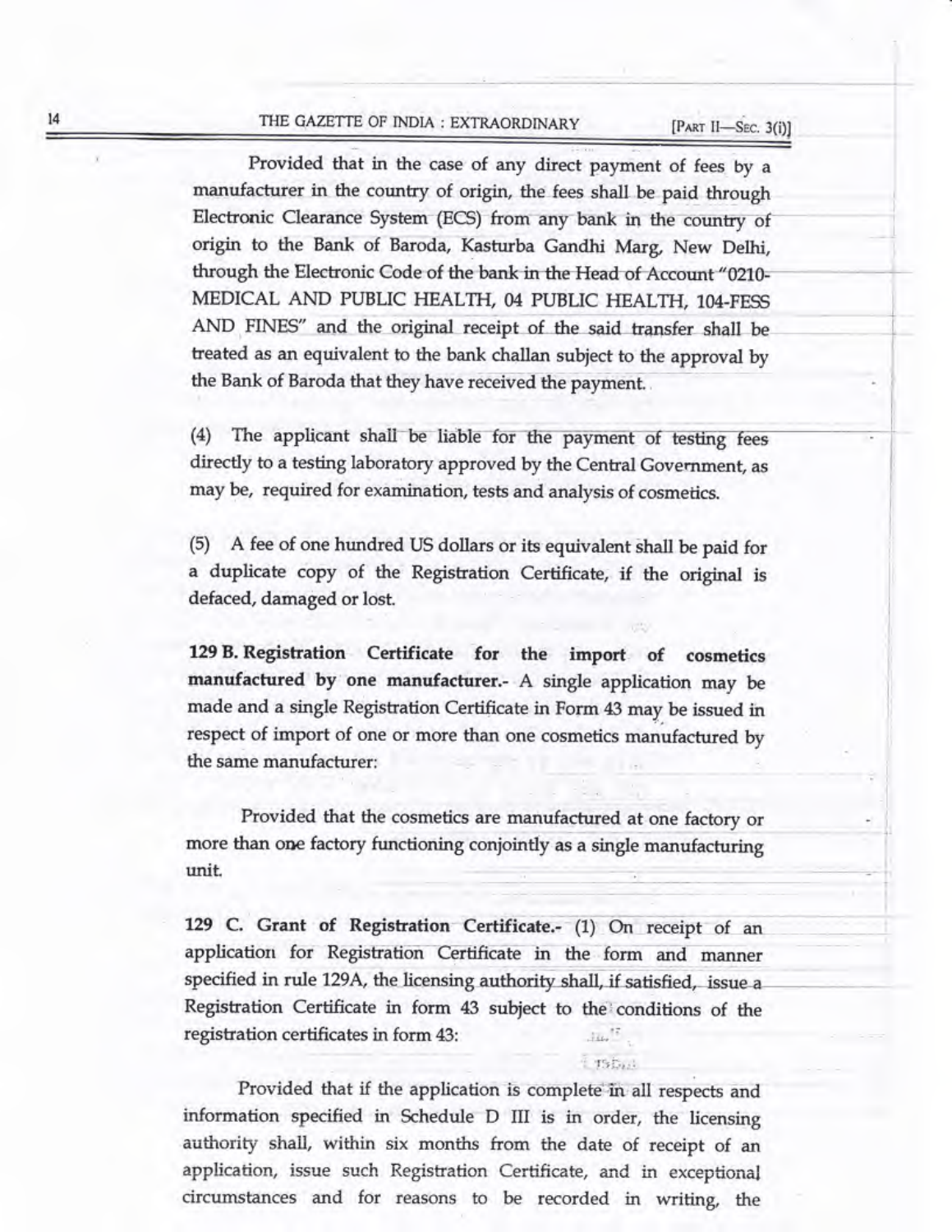Provided that in the case of any direct payment of fees by a manufacturer in the country of origin, the fees shall be paid through Electronic Clearance System (ECS) from any bank in the country of origin to the Bank of Baroda, Kasturba Gandhi Marg, New Delhi, through the Electronic Code of the bank in the Head of Account "0210-MEDICAL AND PUBLIC HEALTH, 04 PUBLIC HEALTH, 104-FESS AND FINES" and the original receipt of the said transfer shall be treated as an equivalent to the bank challan subject to the approval by the Bank of Baroda that they have received the payment.

(4) The applicant shall be liable for the payment of testing fees directly to a testing laboratory approved by the Central Government, as may be, required for examination, tests and analysis of cosmetics.

(5) A fee of one hundred US dollars or its equivalent shall be paid for a duplicate copy of the Registration Certificate, if the original is defaced, damaged or lost.

**129 B. Registration Certificate for the import of cosmetics manufactured by one manufacturer.-** A single application may be made and a single Registration Certificate in Form 43 may be issued in respect of import of one or more than one cosmetics manufactured by the same manufacturer:

Provided that the cosmetics are manufactured at one factory or more than one factory functioning conjointly as a single manufacturing unit.

**129 C. Grant of Registration Certificate.-** (1) On receipt of an application for Registration Certificate in the form and manner specified in rule 129A, the licensing authority shall, if satisfied, issue a Registration Certificate in form 43 subject to the conditions of the registration certificates in form 43:

Provided that if the application is complete in all respects and information specified in Schedule D III is in order, the licensing authority shall, within six months from the date of receipt of an application, issue such Registration Certificate, and in exceptional circumstances and for reasons to be recorded in writing, the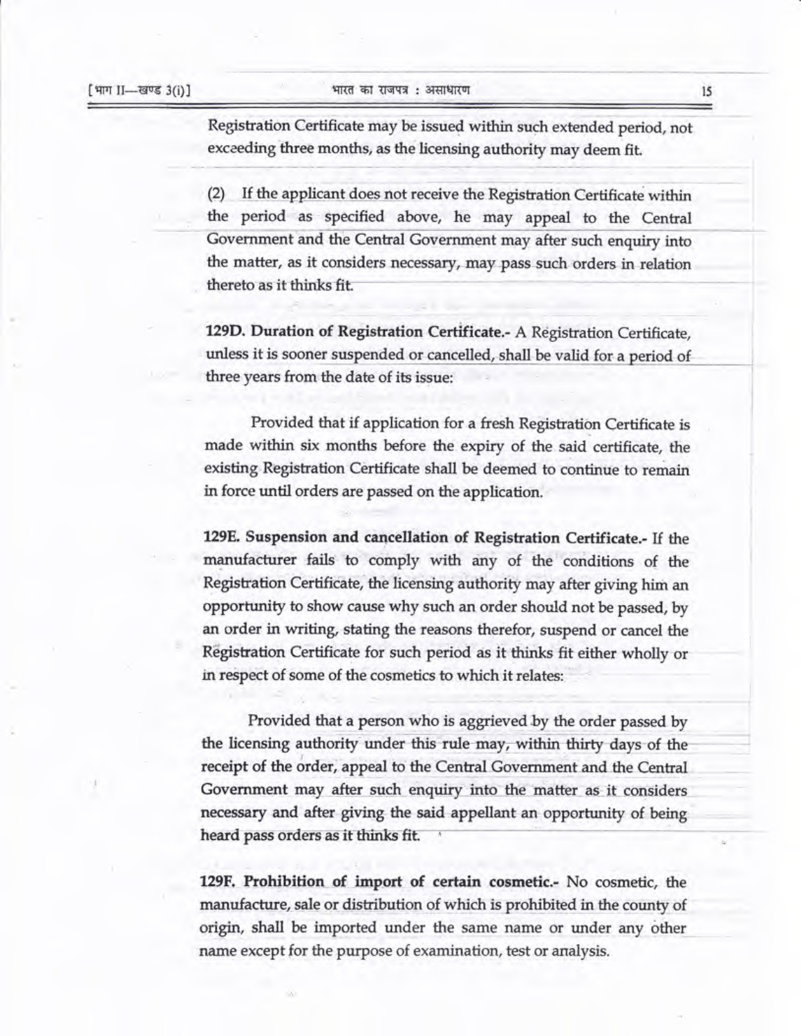Registration Certificate may be issued within such extended period, not exceeding three months, as the licensing authority may deem fit.

(2) If the applicant does not receive the Registration Certificate within the period as specified above, he may appeal to the Central Government and the Central Government may after such enquiry into the matter, as it considers necessary, may pass such orders in relation thereto as it thinks fit.

**129D. Duration of Registration Certificate.-** A Registration Certificate, unless it is sooner suspended or cancelled, shall be valid for a period of three years from the date of its issue:

Provided that if application for a fresh Registration Certificate is made within six months before the expiry of the said certificate, the existing Registration Certificate shall be deemed to continue to remain in force until orders are passed on the application.

**129E. Suspension and cancellation of Registration Certificate.-** If the manufacturer fails to comply with any of the conditions of the Registration Certificate, the licensing authority may after giving him an opportunity to show cause why such an order should not be passed, by an order in writing, stating the reasons therefor, suspend or cancel the Registration Certificate for such period as it thinks fit either wholly or in respect of some of the cosmetics to which it relates:

Provided that a person who is aggrieved by the order passed by the licensing authority under this rule may, within thirty days of the receipt of the order, appeal to the Central Government and the Central Government may after such enquiry into the matter as it considers necessary and after giving the said appellant an opportunity of being heard pass orders as it thinks fit.

**129F. Prohibition of import of certain cosmetic.-** No cosmetic, the manufacture, sale or distribution of which is prohibited in the county of origin, shall be imported under the same name or under any other name except for the purpose of examination, test or analysis.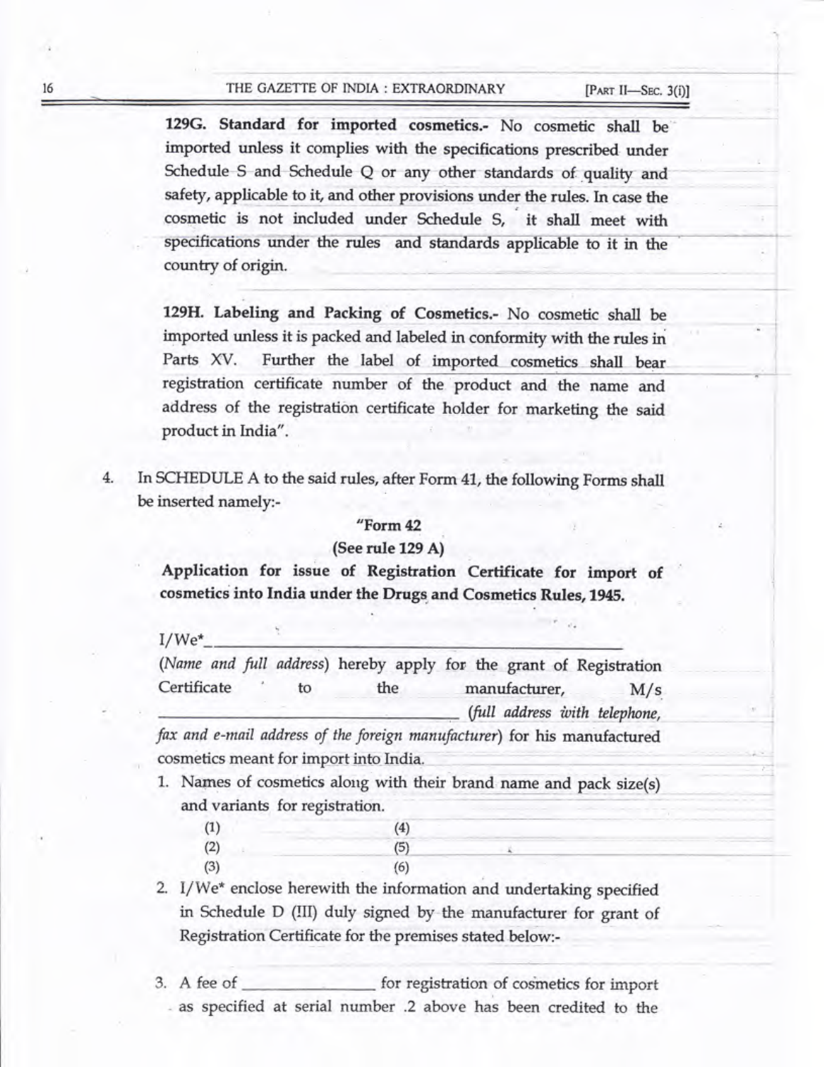**129G. Standard for imported cosmetics.-** No cosmetic shall be imported unless it complies with the specifications prescribed under Schedule S and Schedule Q or any other standards of quality and safety, applicable to it, and other provisions under the rules. In case the cosmetic is not included under Schedule S, it shall meet with specifications under the rules and standards applicable to it in the country of origin.

**129H. Labeling and Packing of Cosmetics.-** No cosmetic shall be imported unless it is packed and labeled in conformity with the rules in Parts XV. Further the label of imported cosmetics shall bear registration certificate number of the product and the name and address of the registration certificate holder for marketing the said product in India".

4. In SCHEDULE A to the said rules, after Form 41, the following Forms shall be inserted namely:-

**"Form 42**

**(See rule 129 A)**

**Application for issue of Registration Certificate for import of cosmetics into India under the Drugs and Cosmetics Rules, 1945.**

I/We*\_\_\_\_\_\_\_\_\_\_\_\_\_\_\_\_\_\_\_\_\_\_\_\_\_\_\_\_\_\_\_\_\_\_\_\_\_\_\_\_\_\_\_\_\_\_\_\_

(*Name and full address*) hereby apply for the grant of Registration Certificate to the manufacturer, M/s \_\_\_\_\_\_\_\_\_\_\_\_\_\_\_\_\_\_\_\_\_\_\_\_\_\_\_\_\_\_\_\_\_\_ (*full address with telephone, fax and e-mail address of the foreign manufacturer*) for his manufactured cosmetics meant for import into India.

1. Names of cosmetics along with their brand name and pack size(s) and variants for registration.

   (1) (4)
   (2) (5)
   (3) (6)

2. I/We* enclose herewith the information and undertaking specified in Schedule D (III) duly signed by the manufacturer for grant of Registration Certificate for the premises stated below:-

3. A fee of \_\_\_\_\_\_\_\_\_\_\_\_\_\_\_ for registration of cosmetics for import as specified at serial number .2 above has been credited to the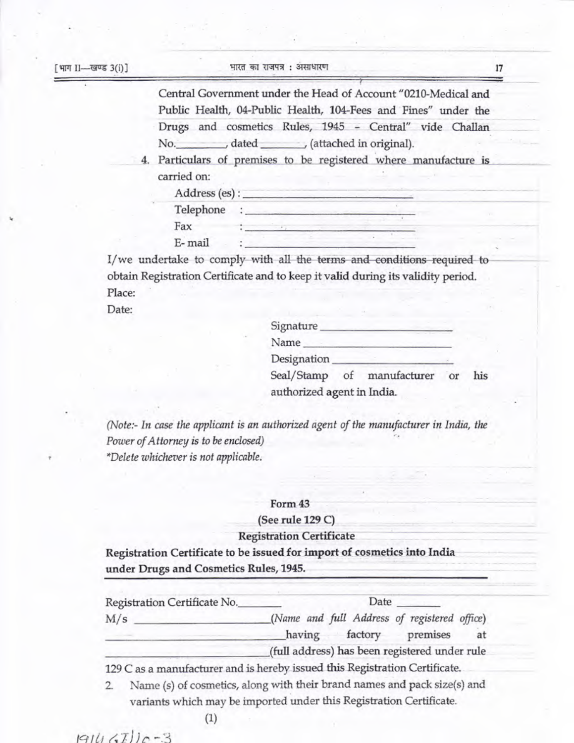Central Government under the Head of Account "0210-Medical and Public Health, 04-Public Health, 104-Fees and Fines" under the Drugs and cosmetics Rules, 1945 - Central" vide Challan No.________, dated ________, (attached in original).

4. Particulars of premises to be registered where manufacture is carried on:

   Address (es) : ________________________

   Telephone : ________________________

   Fax : ________________________

   E- mail : ________________________

I/we undertake to comply with all the terms and conditions required to obtain Registration Certificate and to keep it valid during its validity period.

Place:

Date:

Signature ____________________

Name ____________________

Designation ____________________

Seal/Stamp of manufacturer or his authorized agent in India.

*(Note:- In case the applicant is an authorized agent of the manufacturer in India, the Power of Attorney is to be enclosed)*

*\*Delete whichever is not applicable.*

**Form 43**

**(See rule 129 C)**

**Registration Certificate**

**Registration Certificate to be issued for import of cosmetics into India under Drugs and Cosmetics Rules, 1945.**

Registration Certificate No.________ Date ________

M/s ________________________ *(Name and full Address of registered office)* ________________________ having factory premises at ________________________ (full address) has been registered under rule 129 C as a manufacturer and is hereby issued this Registration Certificate.

2. Name (s) of cosmetics, along with their brand names and pack size(s) and variants which may be imported under this Registration Certificate.

(1)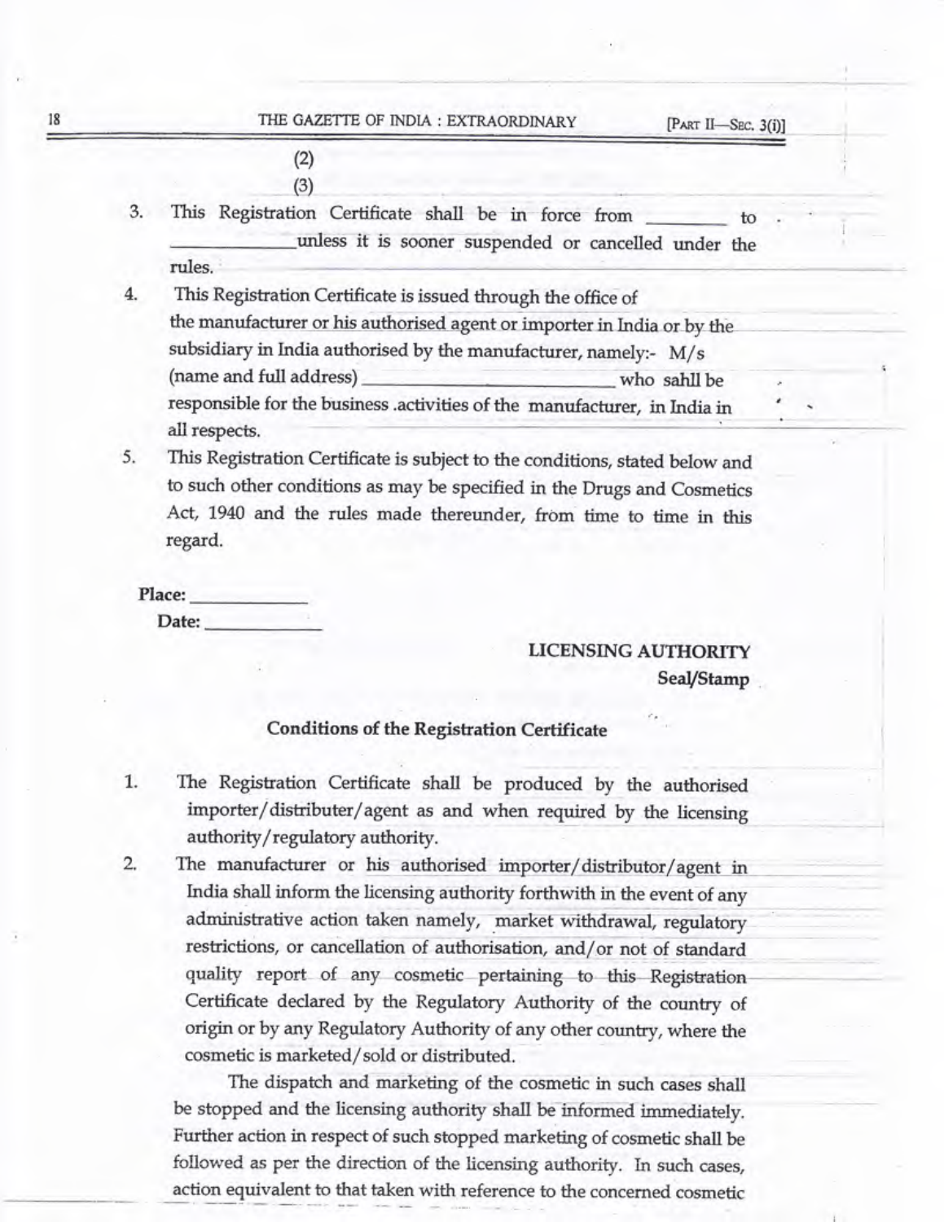(2)

(3)

3. This Registration Certificate shall be in force from \_\_\_\_\_\_\_\_ to \_\_\_\_\_\_\_\_\_\_\_\_unless it is sooner suspended or cancelled under the rules.

4. This Registration Certificate is issued through the office of the manufacturer or his authorised agent or importer in India or by the subsidiary in India authorised by the manufacturer, namely:- M/s (name and full address) \_\_\_\_\_\_\_\_\_\_\_\_\_\_\_\_\_\_\_\_\_\_\_\_\_\_\_ who sahll be responsible for the business .activities of the manufacturer, in India in all respects.

5. This Registration Certificate is subject to the conditions, stated below and to such other conditions as may be specified in the Drugs and Cosmetics Act, 1940 and the rules made thereunder, from time to time in this regard.

**Place:** \_\_\_\_\_\_\_\_\_\_\_\_

**Date:** \_\_\_\_\_\_\_\_\_\_\_\_

**LICENSING AUTHORITY**

**Seal/Stamp**

**Conditions of the Registration Certificate**

1. The Registration Certificate shall be produced by the authorised importer/distributer/agent as and when required by the licensing authority/regulatory authority.

2. The manufacturer or his authorised importer/distributor/agent in India shall inform the licensing authority forthwith in the event of any administrative action taken namely, market withdrawal, regulatory restrictions, or cancellation of authorisation, and/or not of standard quality report of any cosmetic pertaining to this Registration Certificate declared by the Regulatory Authority of the country of origin or by any Regulatory Authority of any other country, where the cosmetic is marketed/sold or distributed.

   The dispatch and marketing of the cosmetic in such cases shall be stopped and the licensing authority shall be informed immediately. Further action in respect of such stopped marketing of cosmetic shall be followed as per the direction of the licensing authority. In such cases, action equivalent to that taken with reference to the concerned cosmetic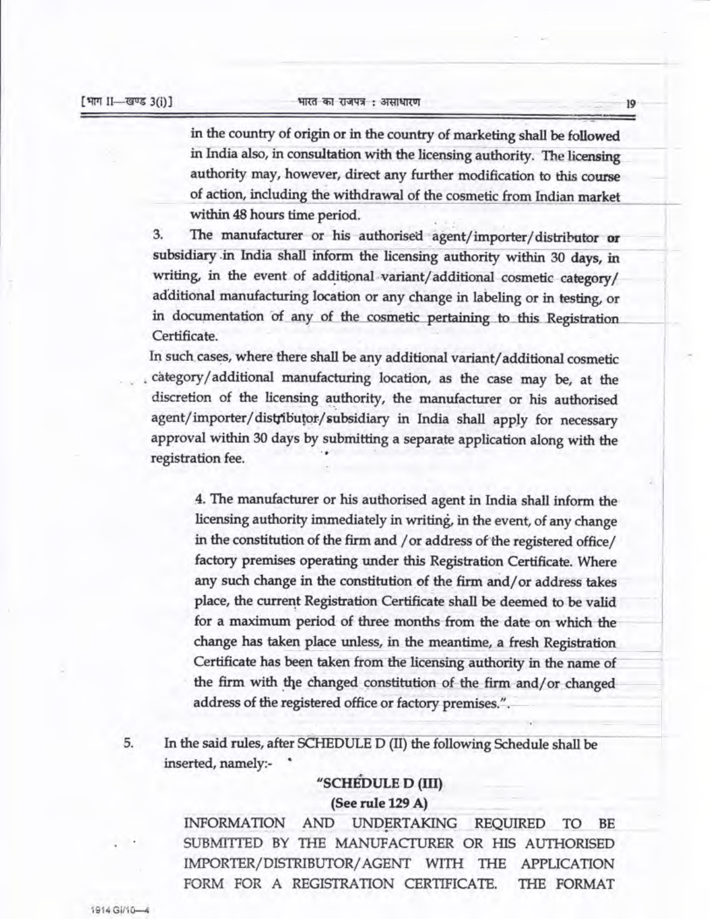in the country of origin or in the country of marketing shall be followed in India also, in consultation with the licensing authority. The licensing authority may, however, direct any further modification to this course of action, including the withdrawal of the cosmetic from Indian market within 48 hours time period.

3. The manufacturer or his authorised agent/importer/distributor or subsidiary in India shall inform the licensing authority within 30 days, in writing, in the event of additional variant/additional cosmetic category/ additional manufacturing location or any change in labeling or in testing, or in documentation of any of the cosmetic pertaining to this Registration Certificate.

In such cases, where there shall be any additional variant/additional cosmetic category/additional manufacturing location, as the case may be, at the discretion of the licensing authority, the manufacturer or his authorised agent/importer/distributor/subsidiary in India shall apply for necessary approval within 30 days by submitting a separate application along with the registration fee.

4. The manufacturer or his authorised agent in India shall inform the licensing authority immediately in writing, in the event, of any change in the constitution of the firm and / or address of the registered office/ factory premises operating under this Registration Certificate. Where any such change in the constitution of the firm and/or address takes place, the current Registration Certificate shall be deemed to be valid for a maximum period of three months from the date on which the change has taken place unless, in the meantime, a fresh Registration Certificate has been taken from the licensing authority in the name of the firm with the changed constitution of the firm and/or changed address of the registered office or factory premises.".

5. In the said rules, after SCHEDULE D (II) the following Schedule shall be inserted, namely:-

**"SCHEDULE D (III)**

**(See rule 129 A)**

INFORMATION AND UNDERTAKING REQUIRED TO BE SUBMITTED BY THE MANUFACTURER OR HIS AUTHORISED IMPORTER/DISTRIBUTOR/AGENT WITH THE APPLICATION FORM FOR A REGISTRATION CERTIFICATE. THE FORMAT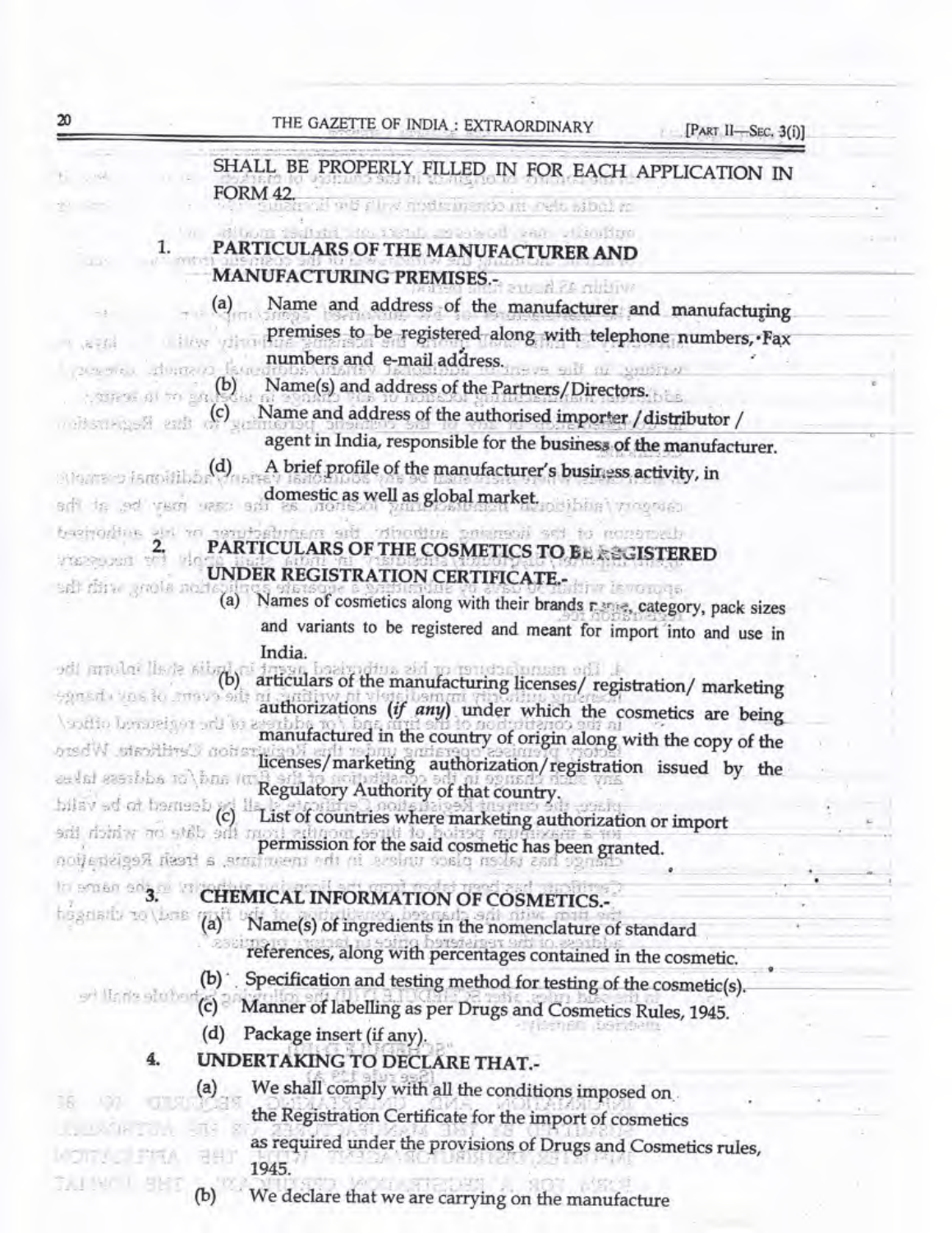SHALL BE PROPERLY FILLED IN FOR EACH APPLICATION IN FORM 42.

1. **PARTICULARS OF THE MANUFACTURER AND MANUFACTURING PREMISES.-**

   (a) Name and address of the manufacturer and manufacturing premises to be registered along with telephone numbers, Fax numbers and e-mail address.

   (b) Name(s) and address of the Partners/Directors.

   (c) Name and address of the authorised importer /distributor / agent in India, responsible for the business of the manufacturer.

   (d) A brief profile of the manufacturer's business activity, in domestic as well as global market.

2. **PARTICULARS OF THE COSMETICS TO BE REGISTERED UNDER REGISTRATION CERTIFICATE.-**

   (a) Names of cosmetics along with their brands name, category, pack sizes and variants to be registered and meant for import into and use in India.

   (b) articulars of the manufacturing licenses/ registration/ marketing authorizations (*if any*) under which the cosmetics are being manufactured in the country of origin along with the copy of the licenses/marketing authorization/registration issued by the Regulatory Authority of that country.

   (c) List of countries where marketing authorization or import permission for the said cosmetic has been granted.

3. **CHEMICAL INFORMATION OF COSMETICS.-**

   (a) Name(s) of ingredients in the nomenclature of standard references, along with percentages contained in the cosmetic.

   (b) Specification and testing method for testing of the cosmetic(s).

   (c) Manner of labelling as per Drugs and Cosmetics Rules, 1945.

   (d) Package insert (if any).

4. **UNDERTAKING TO DECLARE THAT.-**

   (a) We shall comply with all the conditions imposed on the Registration Certificate for the import of cosmetics as required under the provisions of Drugs and Cosmetics rules, 1945.

   (b) We declare that we are carrying on the manufacture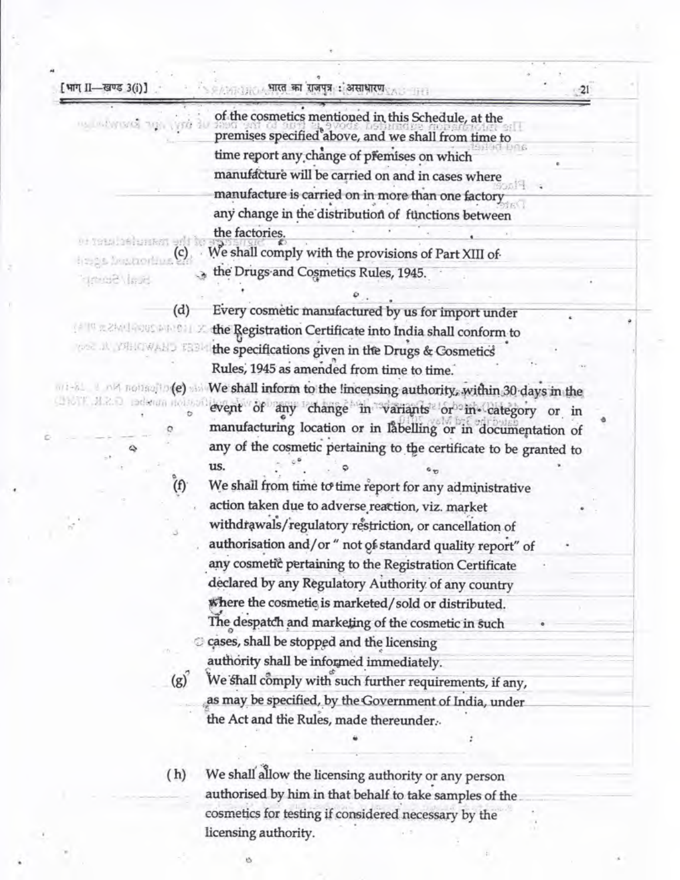of the cosmetics mentioned in this Schedule, at the premises specified above, and we shall from time to time report any change of premises on which manufacture will be carried on and in cases where manufacture is carried on in more than one factory any change in the distribution of functions between the factories.

(c) We shall comply with the provisions of Part XIII of the Drugs and Cosmetics Rules, 1945.

(d) Every cosmetic manufactured by us for import under the Registration Certificate into India shall conform to the specifications given in the Drugs & Cosmetics Rules, 1945 as amended from time to time.

(e) We shall inform to the licensing authority, within 30 days in the event of any change in variants or in category or in manufacturing location or in labelling or in documentation of any of the cosmetic pertaining to the certificate to be granted to us.

(f) We shall from time to time report for any administrative action taken due to adverse reaction, viz. market withdrawals/regulatory restriction, or cancellation of authorisation and/or " not of standard quality report" of any cosmetic pertaining to the Registration Certificate declared by any Regulatory Authority of any country where the cosmetic is marketed/sold or distributed. The despatch and marketing of the cosmetic in such cases, shall be stopped and the licensing authority shall be informed immediately.

(g) We shall comply with such further requirements, if any, as may be specified, by the Government of India, under the Act and the Rules, made thereunder.

(h) We shall allow the licensing authority or any person authorised by him in that behalf to take samples of the cosmetics for testing if considered necessary by the licensing authority.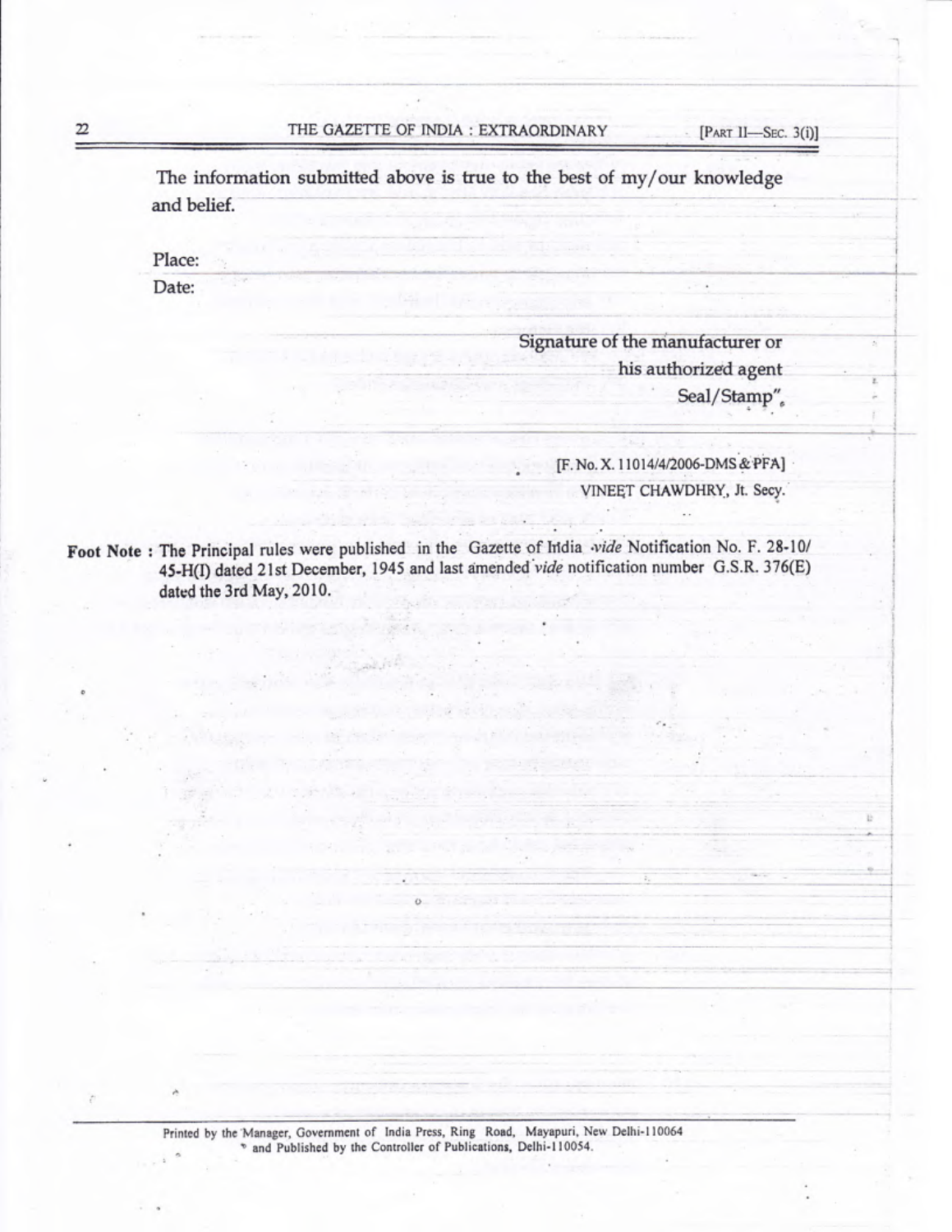The information submitted above is true to the best of my/our knowledge and belief.

Place:

Date:

Signature of the manufacturer or
his authorized agent
Seal/Stamp".

[F. No. X. 11014/4/2006-DMS & PFA]

VINEET CHAWDHRY, Jt. Secy.

**Foot Note :** The Principal rules were published in the Gazette of India *vide* Notification No. F. 28-10/45-H(I) dated 21st December, 1945 and last amended *vide* notification number G.S.R. 376(E) dated the 3rd May, 2010.

Printed by the Manager, Government of India Press, Ring Road, Mayapuri, New Delhi-110064 and Published by the Controller of Publications, Delhi-110054.